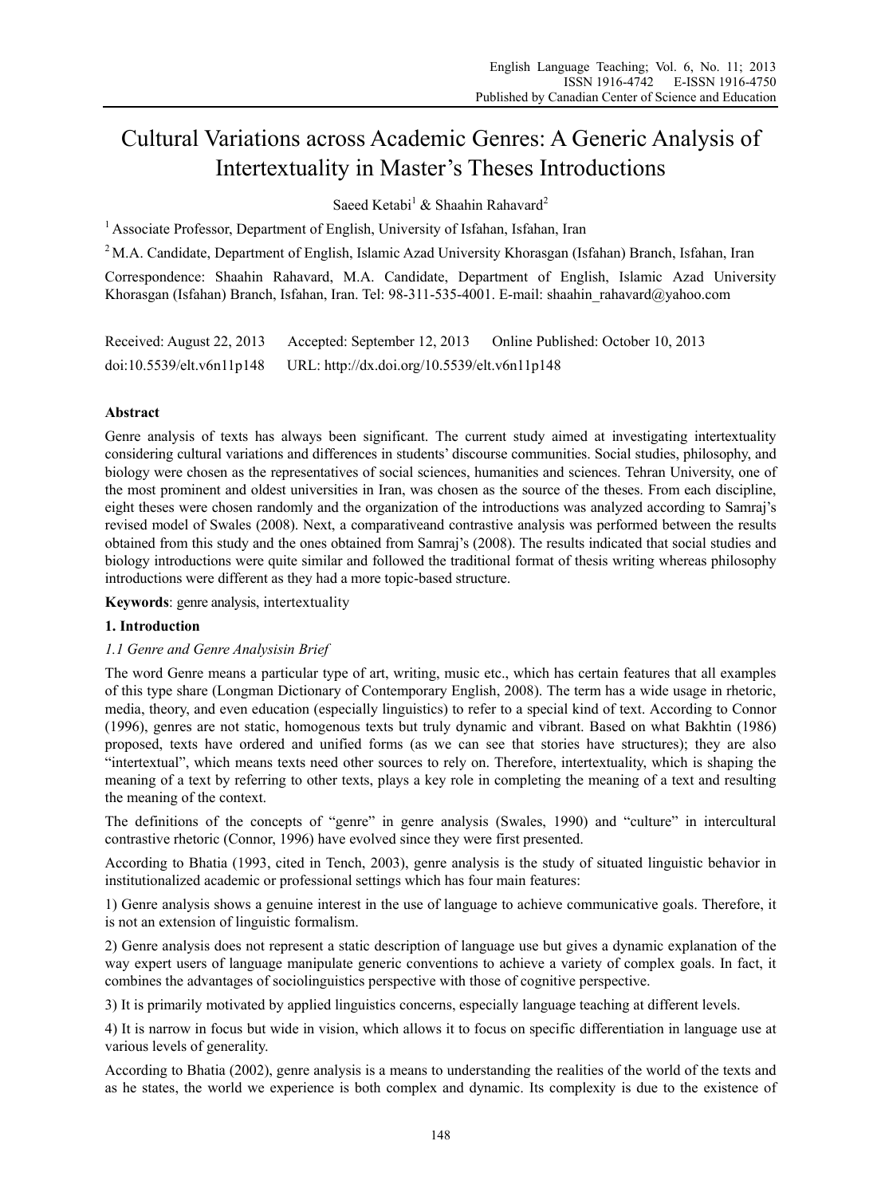# Cultural Variations across Academic Genres: A Generic Analysis of Intertextuality in Master's Theses Introductions

Saeed Ketabi[1] & Shaahin Rahavard[2]

[1] Associate Professor, Department of English, University of Isfahan, Isfahan, Iran

[2] M.A. Candidate, Department of English, Islamic Azad University Khorasgan (Isfahan) Branch, Isfahan, Iran

Correspondence: Shaahin Rahavard, M.A. Candidate, Department of English, Islamic Azad University Khorasgan (Isfahan) Branch, Isfahan, Iran. Tel: 98-311-535-4001. E-mail: shaahin_rahavard@yahoo.com

Received: August 22, 2013 Accepted: September 12, 2013 Online Published: October 10, 2013

doi:10.5539/elt.v6n11p148 URL: http://dx.doi.org/10.5539/elt.v6n11p148

## Abstract

Genre analysis of texts has always been significant. The current study aimed at investigating intertextuality considering cultural variations and differences in students' discourse communities. Social studies, philosophy, and biology were chosen as the representatives of social sciences, humanities and sciences. Tehran University, one of the most prominent and oldest universities in Iran, was chosen as the source of the theses. From each discipline, eight theses were chosen randomly and the organization of the introductions was analyzed according to Samraj's revised model of Swales (2008). Next, a comparativeand contrastive analysis was performed between the results obtained from this study and the ones obtained from Samraj's (2008). The results indicated that social studies and biology introductions were quite similar and followed the traditional format of thesis writing whereas philosophy introductions were different as they had a more topic-based structure.

**Keywords**: genre analysis, intertextuality

## 1. Introduction

### *1.1 Genre and Genre Analysisin Brief*

The word Genre means a particular type of art, writing, music etc., which has certain features that all examples of this type share (Longman Dictionary of Contemporary English, 2008). The term has a wide usage in rhetoric, media, theory, and even education (especially linguistics) to refer to a special kind of text. According to Connor (1996), genres are not static, homogenous texts but truly dynamic and vibrant. Based on what Bakhtin (1986) proposed, texts have ordered and unified forms (as we can see that stories have structures); they are also "intertextual", which means texts need other sources to rely on. Therefore, intertextuality, which is shaping the meaning of a text by referring to other texts, plays a key role in completing the meaning of a text and resulting the meaning of the context.

The definitions of the concepts of "genre" in genre analysis (Swales, 1990) and "culture" in intercultural contrastive rhetoric (Connor, 1996) have evolved since they were first presented.

According to Bhatia (1993, cited in Tench, 2003), genre analysis is the study of situated linguistic behavior in institutionalized academic or professional settings which has four main features:

1) Genre analysis shows a genuine interest in the use of language to achieve communicative goals. Therefore, it is not an extension of linguistic formalism.

2) Genre analysis does not represent a static description of language use but gives a dynamic explanation of the way expert users of language manipulate generic conventions to achieve a variety of complex goals. In fact, it combines the advantages of sociolinguistics perspective with those of cognitive perspective.

3) It is primarily motivated by applied linguistics concerns, especially language teaching at different levels.

4) It is narrow in focus but wide in vision, which allows it to focus on specific differentiation in language use at various levels of generality.

According to Bhatia (2002), genre analysis is a means to understanding the realities of the world of the texts and as he states, the world we experience is both complex and dynamic. Its complexity is due to the existence of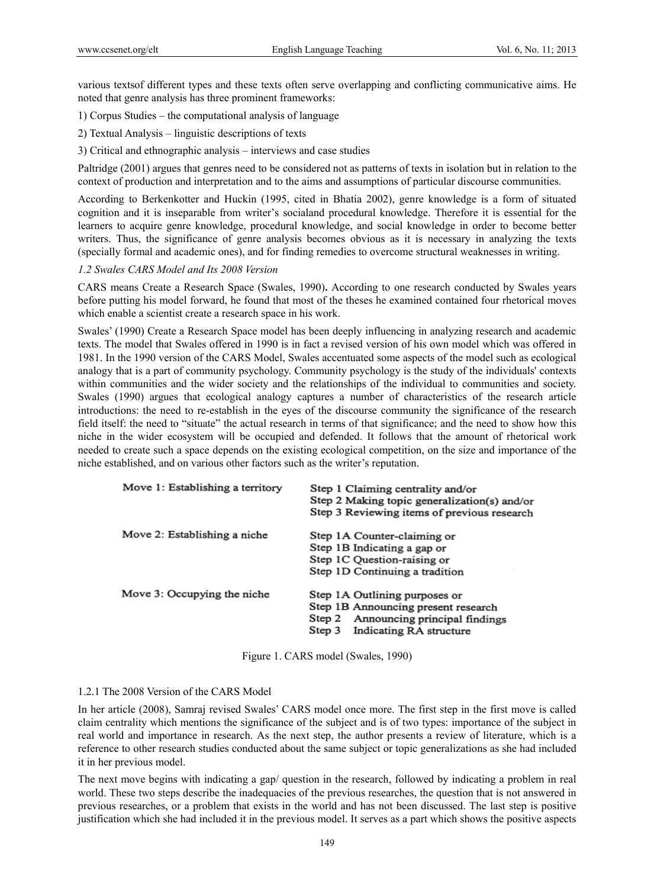various textsof different types and these texts often serve overlapping and conflicting communicative aims. He noted that genre analysis has three prominent frameworks:

1) Corpus Studies – the computational analysis of language

2) Textual Analysis – linguistic descriptions of texts

3) Critical and ethnographic analysis – interviews and case studies

Paltridge (2001) argues that genres need to be considered not as patterns of texts in isolation but in relation to the context of production and interpretation and to the aims and assumptions of particular discourse communities.

According to Berkenkotter and Huckin (1995, cited in Bhatia 2002), genre knowledge is a form of situated cognition and it is inseparable from writer's socialand procedural knowledge. Therefore it is essential for the learners to acquire genre knowledge, procedural knowledge, and social knowledge in order to become better writers. Thus, the significance of genre analysis becomes obvious as it is necessary in analyzing the texts (specially formal and academic ones), and for finding remedies to overcome structural weaknesses in writing.

### *1.2 Swales CARS Model and Its 2008 Version*

CARS means Create a Research Space (Swales, 1990)**.** According to one research conducted by Swales years before putting his model forward, he found that most of the theses he examined contained four rhetorical moves which enable a scientist create a research space in his work.

Swales' (1990) Create a Research Space model has been deeply influencing in analyzing research and academic texts. The model that Swales offered in 1990 is in fact a revised version of his own model which was offered in 1981. In the 1990 version of the CARS Model, Swales accentuated some aspects of the model such as ecological analogy that is a part of community psychology. Community psychology is the study of the individuals' contexts within communities and the wider society and the relationships of the individual to communities and society. Swales (1990) argues that ecological analogy captures a number of characteristics of the research article introductions: the need to re-establish in the eyes of the discourse community the significance of the research field itself: the need to "situate" the actual research in terms of that significance; and the need to show how this niche in the wider ecosystem will be occupied and defended. It follows that the amount of rhetorical work needed to create such a space depends on the existing ecological competition, on the size and importance of the niche established, and on various other factors such as the writer's reputation.

| | |
|---|---|
| Move 1: Establishing a territory | Step 1 Claiming centrality and/or<br>Step 2 Making topic generalization(s) and/or<br>Step 3 Reviewing items of previous research |
| Move 2: Establishing a niche | Step 1A Counter-claiming or<br>Step 1B Indicating a gap or<br>Step 1C Question-raising or<br>Step 1D Continuing a tradition |
| Move 3: Occupying the niche | Step 1A Outlining purposes or<br>Step 1B Announcing present research<br>Step 2 Announcing principal findings<br>Step 3 Indicating RA structure |

Figure 1. CARS model (Swales, 1990)

#### 1.2.1 The 2008 Version of the CARS Model

In her article (2008), Samraj revised Swales' CARS model once more. The first step in the first move is called claim centrality which mentions the significance of the subject and is of two types: importance of the subject in real world and importance in research. As the next step, the author presents a review of literature, which is a reference to other research studies conducted about the same subject or topic generalizations as she had included it in her previous model.

The next move begins with indicating a gap/ question in the research, followed by indicating a problem in real world. These two steps describe the inadequacies of the previous researches, the question that is not answered in previous researches, or a problem that exists in the world and has not been discussed. The last step is positive justification which she had included it in the previous model. It serves as a part which shows the positive aspects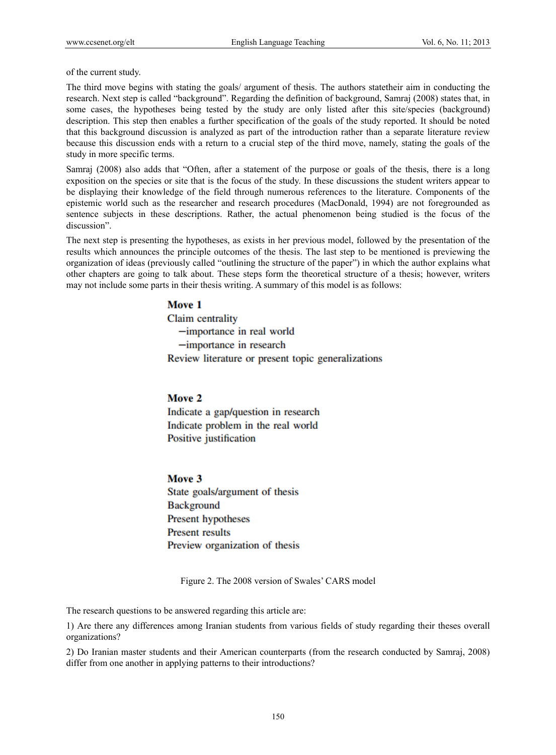of the current study.

The third move begins with stating the goals/ argument of thesis. The authors statetheir aim in conducting the research. Next step is called "background". Regarding the definition of background, Samraj (2008) states that, in some cases, the hypotheses being tested by the study are only listed after this site/species (background) description. This step then enables a further specification of the goals of the study reported. It should be noted that this background discussion is analyzed as part of the introduction rather than a separate literature review because this discussion ends with a return to a crucial step of the third move, namely, stating the goals of the study in more specific terms.

Samraj (2008) also adds that "Often, after a statement of the purpose or goals of the thesis, there is a long exposition on the species or site that is the focus of the study. In these discussions the student writers appear to be displaying their knowledge of the field through numerous references to the literature. Components of the epistemic world such as the researcher and research procedures (MacDonald, 1994) are not foregrounded as sentence subjects in these descriptions. Rather, the actual phenomenon being studied is the focus of the discussion".

The next step is presenting the hypotheses, as exists in her previous model, followed by the presentation of the results which announces the principle outcomes of the thesis. The last step to be mentioned is previewing the organization of ideas (previously called "outlining the structure of the paper") in which the author explains what other chapters are going to talk about. These steps form the theoretical structure of a thesis; however, writers may not include some parts in their thesis writing. A summary of this model is as follows:

**Move 1**

Claim centrality

 −importance in real world

 −importance in research

Review literature or present topic generalizations

**Move 2**

Indicate a gap/question in research

Indicate problem in the real world

Positive justification

**Move 3**

State goals/argument of thesis

Background

Present hypotheses

Present results

Preview organization of thesis

Figure 2. The 2008 version of Swales' CARS model

The research questions to be answered regarding this article are:

1) Are there any differences among Iranian students from various fields of study regarding their theses overall organizations?

2) Do Iranian master students and their American counterparts (from the research conducted by Samraj, 2008) differ from one another in applying patterns to their introductions?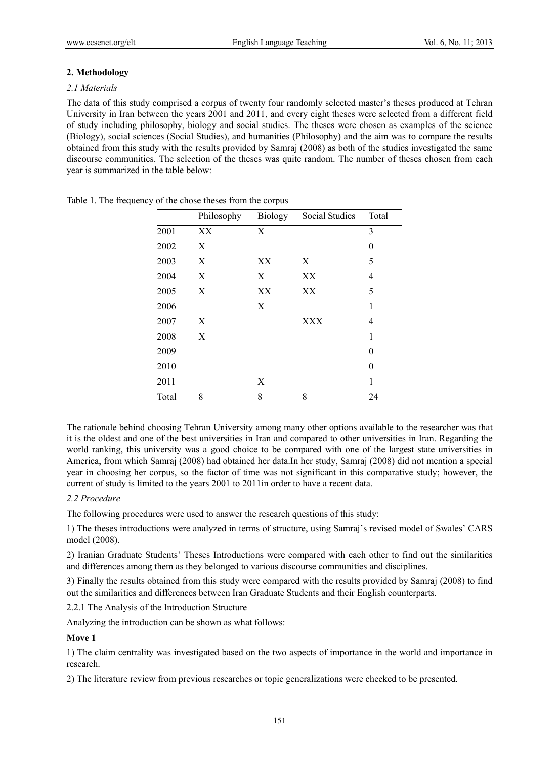## 2. Methodology

### *2.1 Materials*

The data of this study comprised a corpus of twenty four randomly selected master's theses produced at Tehran University in Iran between the years 2001 and 2011, and every eight theses were selected from a different field of study including philosophy, biology and social studies. The theses were chosen as examples of the science (Biology), social sciences (Social Studies), and humanities (Philosophy) and the aim was to compare the results obtained from this study with the results provided by Samraj (2008) as both of the studies investigated the same discourse communities. The selection of the theses was quite random. The number of theses chosen from each year is summarized in the table below:

Table 1. The frequency of the chose theses from the corpus

| | Philosophy | Biology | Social Studies | Total |
|---|---|---|---|---|
| 2001 | XX | X | | 3 |
| 2002 | X | | | 0 |
| 2003 | X | XX | X | 5 |
| 2004 | X | X | XX | 4 |
| 2005 | X | XX | XX | 5 |
| 2006 | | X | | 1 |
| 2007 | X | | XXX | 4 |
| 2008 | X | | | 1 |
| 2009 | | | | 0 |
| 2010 | | | | 0 |
| 2011 | | X | | 1 |
| Total | 8 | 8 | 8 | 24 |

The rationale behind choosing Tehran University among many other options available to the researcher was that it is the oldest and one of the best universities in Iran and compared to other universities in Iran. Regarding the world ranking, this university was a good choice to be compared with one of the largest state universities in America, from which Samraj (2008) had obtained her data.In her study, Samraj (2008) did not mention a special year in choosing her corpus, so the factor of time was not significant in this comparative study; however, the current of study is limited to the years 2001 to 2011in order to have a recent data.

### *2.2 Procedure*

The following procedures were used to answer the research questions of this study:

1) The theses introductions were analyzed in terms of structure, using Samraj's revised model of Swales' CARS model (2008).

2) Iranian Graduate Students' Theses Introductions were compared with each other to find out the similarities and differences among them as they belonged to various discourse communities and disciplines.

3) Finally the results obtained from this study were compared with the results provided by Samraj (2008) to find out the similarities and differences between Iran Graduate Students and their English counterparts.

2.2.1 The Analysis of the Introduction Structure

Analyzing the introduction can be shown as what follows:

**Move 1**

1) The claim centrality was investigated based on the two aspects of importance in the world and importance in research.

2) The literature review from previous researches or topic generalizations were checked to be presented.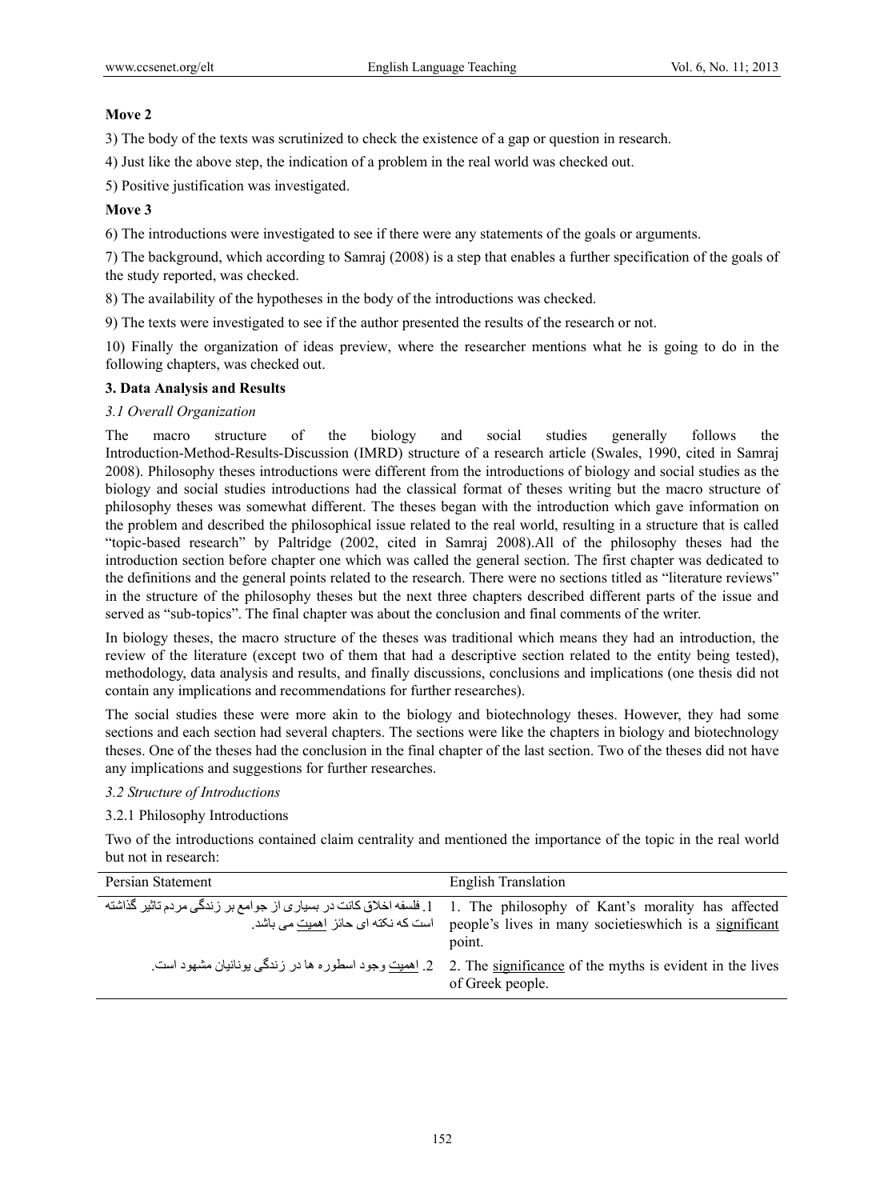**Move 2**

3) The body of the texts was scrutinized to check the existence of a gap or question in research.

4) Just like the above step, the indication of a problem in the real world was checked out.

5) Positive justification was investigated.

**Move 3**

6) The introductions were investigated to see if there were any statements of the goals or arguments.

7) The background, which according to Samraj (2008) is a step that enables a further specification of the goals of the study reported, was checked.

8) The availability of the hypotheses in the body of the introductions was checked.

9) The texts were investigated to see if the author presented the results of the research or not.

10) Finally the organization of ideas preview, where the researcher mentions what he is going to do in the following chapters, was checked out.

## 3. Data Analysis and Results

### *3.1 Overall Organization*

The macro structure of the biology and social studies generally follows the Introduction-Method-Results-Discussion (IMRD) structure of a research article (Swales, 1990, cited in Samraj 2008). Philosophy theses introductions were different from the introductions of biology and social studies as the biology and social studies introductions had the classical format of theses writing but the macro structure of philosophy theses was somewhat different. The theses began with the introduction which gave information on the problem and described the philosophical issue related to the real world, resulting in a structure that is called "topic-based research" by Paltridge (2002, cited in Samraj 2008).All of the philosophy theses had the introduction section before chapter one which was called the general section. The first chapter was dedicated to the definitions and the general points related to the research. There were no sections titled as "literature reviews" in the structure of the philosophy theses but the next three chapters described different parts of the issue and served as "sub-topics". The final chapter was about the conclusion and final comments of the writer.

In biology theses, the macro structure of the theses was traditional which means they had an introduction, the review of the literature (except two of them that had a descriptive section related to the entity being tested), methodology, data analysis and results, and finally discussions, conclusions and implications (one thesis did not contain any implications and recommendations for further researches).

The social studies these were more akin to the biology and biotechnology theses. However, they had some sections and each section had several chapters. The sections were like the chapters in biology and biotechnology theses. One of the theses had the conclusion in the final chapter of the last section. Two of the theses did not have any implications and suggestions for further researches.

### *3.2 Structure of Introductions*

#### 3.2.1 Philosophy Introductions

Two of the introductions contained claim centrality and mentioned the importance of the topic in the real world but not in research:

| Persian Statement | English Translation |
|---|---|
| 1. فلسفه اخلاق کانت در بسیاری از جوامع بر زندگی مردم تاثیر گذاشته است که نکته ای حائز اهمیت می باشد. | 1. The philosophy of Kant's morality has affected people's lives in many societieswhich is a <u>significant</u> point. |
| 2. اهمیت وجود اسطوره ها در زندگی یونانیان مشهود است. | 2. The <u>significance</u> of the myths is evident in the lives of Greek people. |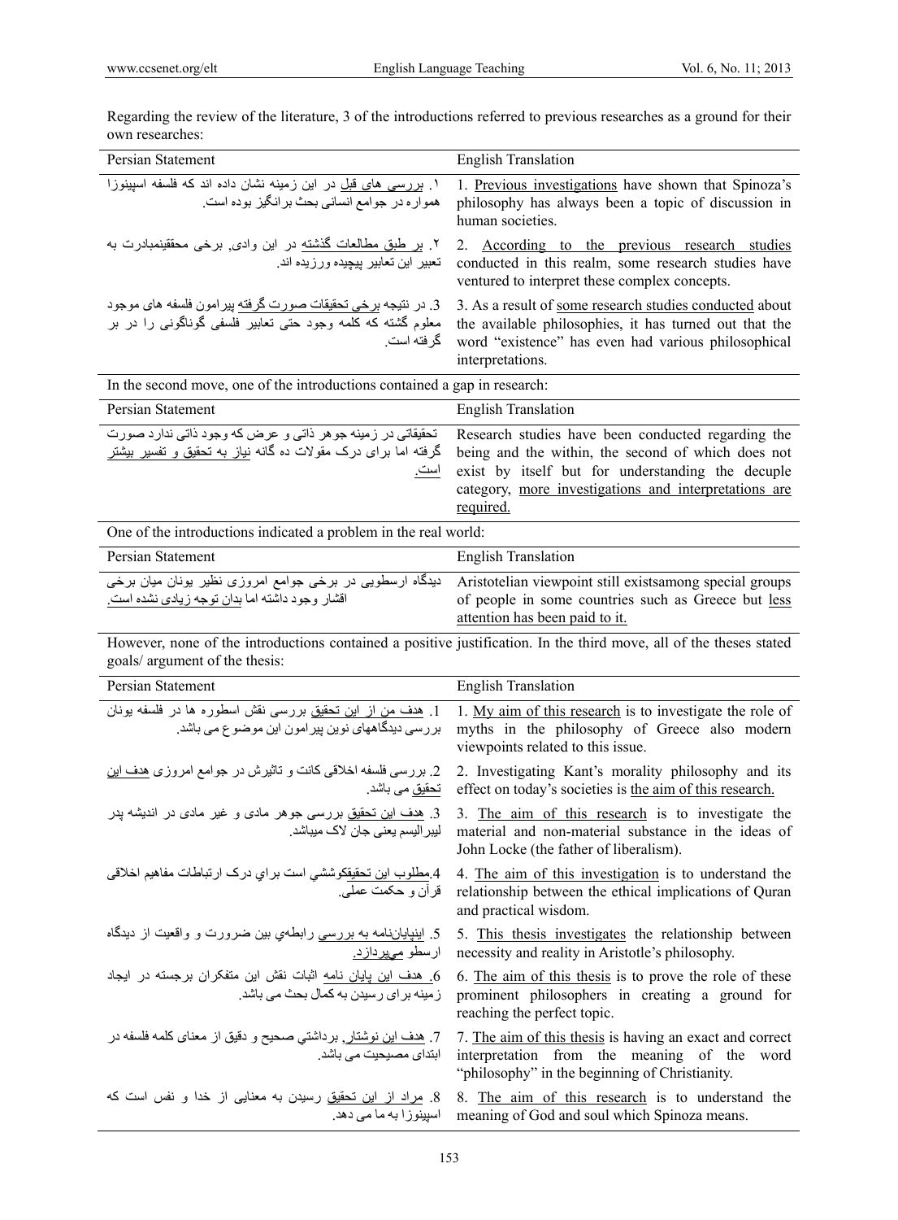Regarding the review of the literature, 3 of the introductions referred to previous researches as a ground for their own researches:

| Persian Statement | English Translation |
|---|---|
| ۱. بررسی های قبل در این زمینه نشان داده اند که فلسفه اسپینوزا همواره در جوامع انسانی بحث برانگیز بوده است. | 1. Previous investigations have shown that Spinoza's philosophy has always been a topic of discussion in human societies. |
| ۲. بر طبق مطالعات گذشته در این وادی, برخی محققینمبادرت به تعبیر این تعابیر پیچیده ورزیده اند. | 2. According to the previous research studies conducted in this realm, some research studies have ventured to interpret these complex concepts. |
| 3. در نتیجه برخی تحقیقات صورت گرفته پیرامون فلسفه های موجود معلوم گشته که کلمه وجود حتی تعابیر فلسفی گوناگونی را در بر گرفته است. | 3. As a result of some research studies conducted about the available philosophies, it has turned out that the word "existence" has even had various philosophical interpretations. |

In the second move, one of the introductions contained a gap in research:

| Persian Statement | English Translation |
|---|---|
| تحقیقاتی در زمینه جوهر ذاتی و عرض که وجود ذاتی ندارد صورت گرفته اما برای درک مقولات ده گانه نیاز به تحقیق و تفسیر بیشتر است. | Research studies have been conducted regarding the being and the within, the second of which does not exist by itself but for understanding the decuple category, more investigations and interpretations are required. |

One of the introductions indicated a problem in the real world:

| Persian Statement | English Translation |
|---|---|
| دیدگاه ارسطویی در برخی جوامع امروزی نظیر یونان میان برخی اقشار وجود داشته اما بدان توجه زیادی نشده است. | Aristotelian viewpoint still existsamong special groups of people in some countries such as Greece but less attention has been paid to it. |

However, none of the introductions contained a positive justification. In the third move, all of the theses stated goals/ argument of the thesis:

| Persian Statement | English Translation |
|---|---|
| 1. هدف من از این تحقیق بررسی نقش اسطوره ها در فلسفه یونان بررسی دیدگاههای نوین پیرامون این موضوع می باشد. | 1. My aim of this research is to investigate the role of myths in the philosophy of Greece also modern viewpoints related to this issue. |
| 2. بررسی فلسفه اخلاقی کانت و تاثیرش در جوامع امروزی هدف این تحقیق می باشد. | 2. Investigating Kant's morality philosophy and its effect on today's societies is the aim of this research. |
| 3. هدف این تحقیق بررسی جوهر مادی و غیر مادی در اندیشه پدر لیبرالیسم یعنی جان لاک میباشد. | 3. The aim of this research is to investigate the material and non-material substance in the ideas of John Locke (the father of liberalism). |
| 4.مطلوب این تحقیقکوششي است براي درک ارتباطات مفاهیم اخلاقی قرآن و حکمت عملی. | 4. The aim of this investigation is to understand the relationship between the ethical implications of Quran and practical wisdom. |
| 5. اينپاياننامه به بررسي رابطهي بين ضرورت و واقعيت از ديدگاه ارسطو ميپردازد. | 5. This thesis investigates the relationship between necessity and reality in Aristotle's philosophy. |
| 6. هدف این پایان نامه اثبات نقش این متفکران برجسته در ایجاد زمینه برای رسیدن به کمال بحث می باشد. | 6. The aim of this thesis is to prove the role of these prominent philosophers in creating a ground for reaching the perfect topic. |
| 7. هدف این نوشتار, برداشتي صحيح و دقيق از معنای کلمه فلسفه در ابتدای مسیحیت می باشد. | 7. The aim of this thesis is having an exact and correct interpretation from the meaning of the word "philosophy" in the beginning of Christianity. |
| 8. مراد از این تحقیق رسیدن به معنایی از خدا و نفس است که اسپینوزا به ما می دهد. | 8. The aim of this research is to understand the meaning of God and soul which Spinoza means. |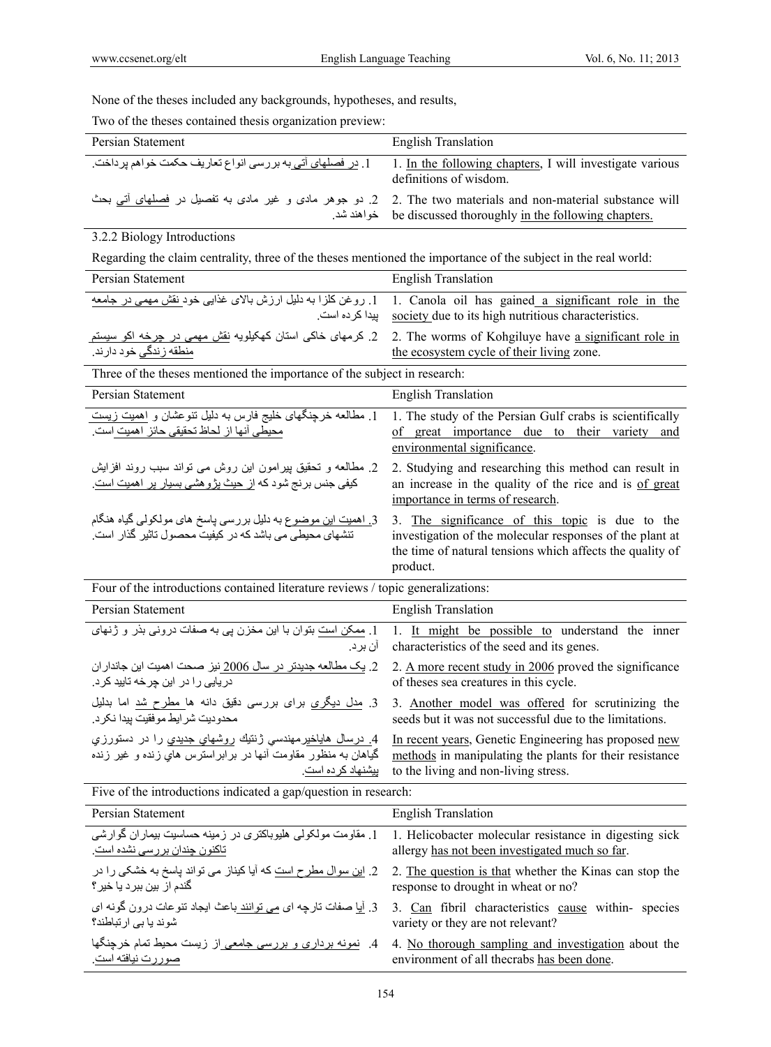None of the theses included any backgrounds, hypotheses, and results,

Two of the theses contained thesis organization preview:

| Persian Statement | English Translation |
|---|---|
| 1. در فصلهای آتی به بررسی انواع تعاریف حکمت خواهم پرداخت. | 1. In the following chapters, I will investigate various definitions of wisdom. |
| 2. دو جوهر مادی و غیر مادی به تفصیل در فصلهای آتی بحث خواهند شد. | 2. The two materials and non-material substance will be discussed thoroughly in the following chapters. |

### 3.2.2 Biology Introductions

Regarding the claim centrality, three of the theses mentioned the importance of the subject in the real world:

| Persian Statement | English Translation |
|---|---|
| 1. روغن کلزا به دلیل ارزش بالای غذایی خود نقش مهمی در جامعه پیدا کرده است. | 1. Canola oil has gained a significant role in the society due to its high nutritious characteristics. |
| 2. کرمهای خاکی استان کهکیلویه نقش مهمی در چرخه اکو سیستم منطقه زندگی خود دارند. | 2. The worms of Kohgiluye have a significant role in the ecosystem cycle of their living zone. |

Three of the theses mentioned the importance of the subject in research:

| Persian Statement | English Translation |
|---|---|
| 1. مطالعه خرچنگهای خلیج فارس به دلیل تنوعشان و اهمیت زیست محیطی آنها از لحاظ تحقیقی حائز اهمیت است. | 1. The study of the Persian Gulf crabs is scientifically of great importance due to their variety and environmental significance. |
| 2. مطالعه و تحقیق پیرامون این روش می تواند سبب روند افزایش کیفی جنس برنج شود که از حیث پژوهشی بسیار پر اهمیت است. | 2. Studying and researching this method can result in an increase in the quality of the rice and is of great importance in terms of research. |
| 3. اهمیت این موضوع به دلیل بررسی پاسخ های مولکولی گیاه هنگام تنشهای محیطی می باشد که در کیفیت محصول تاثیر گذار است. | 3. The significance of this topic is due to the investigation of the molecular responses of the plant at the time of natural tensions which affects the quality of product. |

Four of the introductions contained literature reviews / topic generalizations:

| Persian Statement | English Translation |
|---|---|
| 1. ممکن است بتوان با این مخزن پی به صفات درونی بذر و ژنهای آن برد. | 1. It might be possible to understand the inner characteristics of the seed and its genes. |
| 2. یک مطالعه جدیدتر در سال 2006 نیز صحت اهمیت این جانداران دریایی را در این چرخه تایید کرد. | 2. A more recent study in 2006 proved the significance of theses sea creatures in this cycle. |
| 3. مدل دیگری برای بررسی دقیق دانه ها مطرح شد اما بدلیل محدودیت شرایط موفقیت پیدا نکرد. | 3. Another model was offered for scrutinizing the seeds but it was not successful due to the limitations. |
| 4. درسال هایاخیرمهندسي ژنتيك روشهاي جديدي را در دستورزي گياهان به منظور مقاومت آنها در برابراسترس هاي زنده و غير زنده پيشنهاد كرده است. | In recent years, Genetic Engineering has proposed new methods in manipulating the plants for their resistance to the living and non-living stress. |

Five of the introductions indicated a gap/question in research:

| Persian Statement | English Translation |
|---|---|
| 1. مقاومت مولکولی هلیوباکتری در زمینه حساسیت بیماران گوارشی تاکنون چندان بررسی نشده است. | 1. Helicobacter molecular resistance in digesting sick allergy has not been investigated much so far. |
| 2. این سوال مطرح است که آیا کیناز می تواند پاسخ به خشکی را در گندم از بین ببرد یا خیر؟ | 2. The question is that whether the Kinas can stop the response to drought in wheat or no? |
| 3. آیا صفات تارچه ای می توانند باعث ایجاد تنوعات درون گونه ای شوند یا بی ارتباطند؟ | 3. Can fibril characteristics cause within- species variety or they are not relevant? |
| 4. نمونه برداری و بررسی جامعی از زیست محیط تمام خرچنگها صوررت نیافته است. | 4. No thorough sampling and investigation about the environment of all thecrabs has been done. |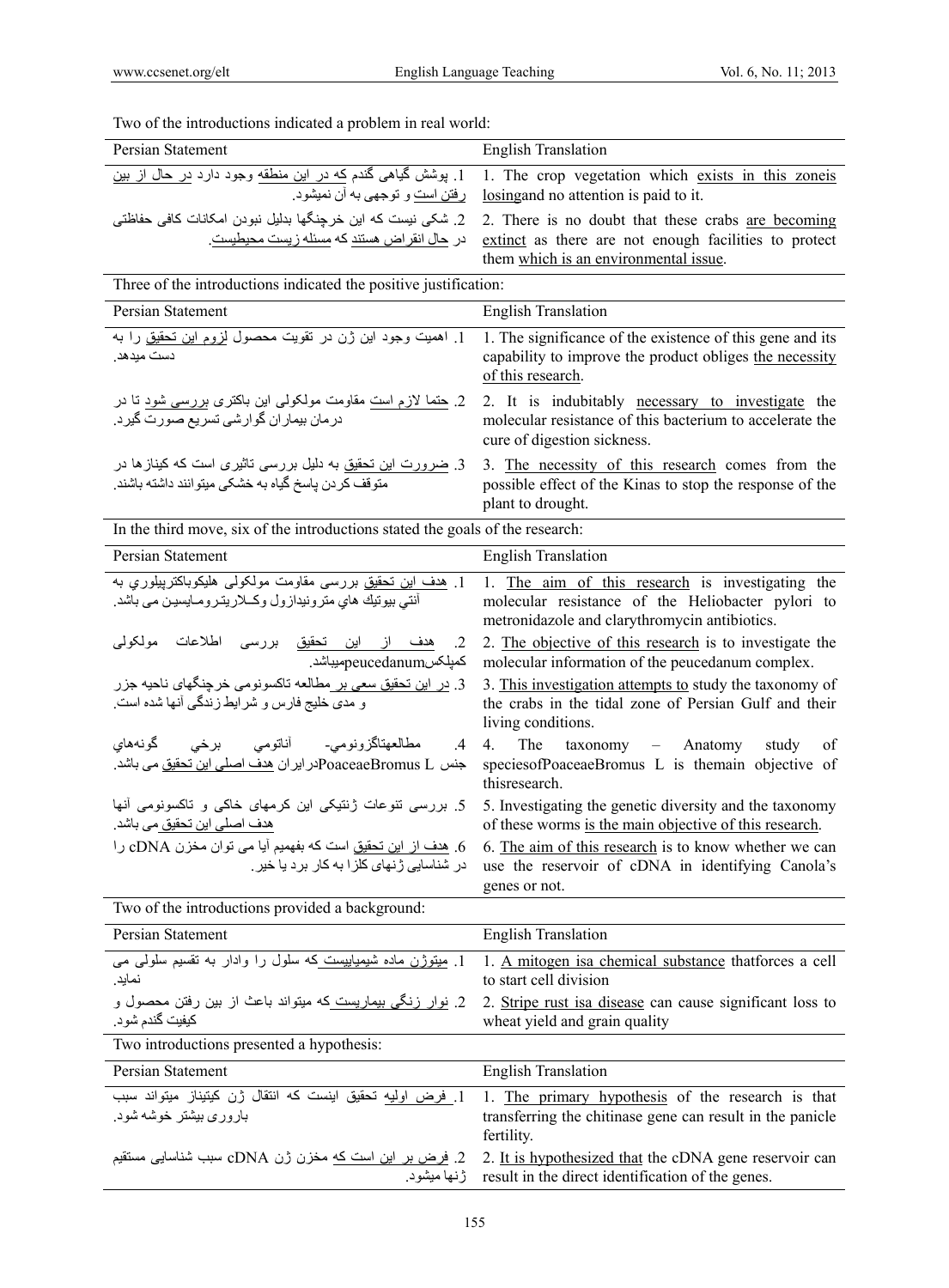Two of the introductions indicated a problem in real world:

| Persian Statement | English Translation |
|---|---|
| 1. پوشش گیاهی گندم که در این منطقه وجود دارد در حال از بین رفتن است و توجهی به آن نمیشود. | 1. The crop vegetation which exists in this zoneis losingand no attention is paid to it. |
| 2. شکی نیست که این خرچنگها بدلیل نبودن امکانات کافی حفاظتی در حال انقراض هستند که مسئله زیست محیطیست. | 2. There is no doubt that these crabs are becoming extinct as there are not enough facilities to protect them which is an environmental issue. |

Three of the introductions indicated the positive justification:

| Persian Statement | English Translation |
|---|---|
| 1. اهمیت وجود این ژن در تقویت محصول لزوم این تحقیق را به دست میدهد. | 1. The significance of the existence of this gene and its capability to improve the product obliges the necessity of this research. |
| 2. حتما لازم است مقاومت مولکولی این باکتری بررسی شود تا در درمان بیماران گوارشی تسریع صورت گیرد. | 2. It is indubitably necessary to investigate the molecular resistance of this bacterium to accelerate the cure of digestion sickness. |
| 3. ضرورت این تحقیق به دلیل بررسی تاثیری است که کینازها در متوقف کردن پاسخ گیاه به خشکی میتوانند داشته باشند. | 3. The necessity of this research comes from the possible effect of the Kinas to stop the response of the plant to drought. |

In the third move, six of the introductions stated the goals of the research:

| Persian Statement | English Translation |
|---|---|
| 1. هدف این تحقیق بررسی مقاومت مولکولی هلیکوباکترپیلوري به آنتي بیوتیك هاي مترونیدازول وکلاریترومایسین می باشد. | 1. The aim of this research is investigating the molecular resistance of the Heliobacter pylori to metronidazole and clarythromycin antibiotics. |
| 2. هدف از این تحقیق بررسی اطلاعات مولکولی کمپلکسpeucedanumمیباشد. | 2. The objective of this research is to investigate the molecular information of the peucedanum complex. |
| 3. در این تحقیق سعی بر مطالعه تاکسونومی خرچنگهای ناحیه جزر و مدی خلیج فارس و شرایط زندگی آنها شده است. | 3. This investigation attempts to study the taxonomy of the crabs in the tidal zone of Persian Gulf and their living conditions. |
| 4. مطالعهتاگزونومي- آناتومي برخي گونههاي جنس PoaceaeBromus Lدرایران هدف اصلی این تحقیق می باشد. | 4. The taxonomy – Anatomy study of speciesofPoaceaeBromus L is themain objective of thisresearch. |
| 5. بررسی تنوعات ژنتیکی این کرمهای خاکی و تاکسونومی آنها هدف اصلی این تحقیق می باشد. | 5. Investigating the genetic diversity and the taxonomy of these worms is the main objective of this research. |
| 6. هدف از این تحقیق است که بفهمیم آیا می توان مخزن cDNA را در شناسایی ژنهای کلزا به کار برد یا خیر. | 6. The aim of this research is to know whether we can use the reservoir of cDNA in identifying Canola's genes or not. |

Two of the introductions provided a background:

| Persian Statement | English Translation |
|---|---|
| 1. میتوژن ماده شیمیاییست که سلول را وادار به تقسیم سلولی می نماید. | 1. A mitogen isa chemical substance thatforces a cell to start cell division |
| 2. نوار زنگی بیماریست که میتواند باعث از بین رفتن محصول و کیفیت گندم شود. | 2. Stripe rust isa disease can cause significant loss to wheat yield and grain quality |

Two introductions presented a hypothesis:

| Persian Statement | English Translation |
|---|---|
| 1. فرض اولیه تحقیق اینست که انتقال ژن کیتیناز میتواند سبب باروری بیشتر خوشه شود. | 1. The primary hypothesis of the research is that transferring the chitinase gene can result in the panicle fertility. |
| 2. فرض بر این است که مخزن ژن cDNA سبب شناسایی مستقیم ژنها میشود. | 2. It is hypothesized that the cDNA gene reservoir can result in the direct identification of the genes. |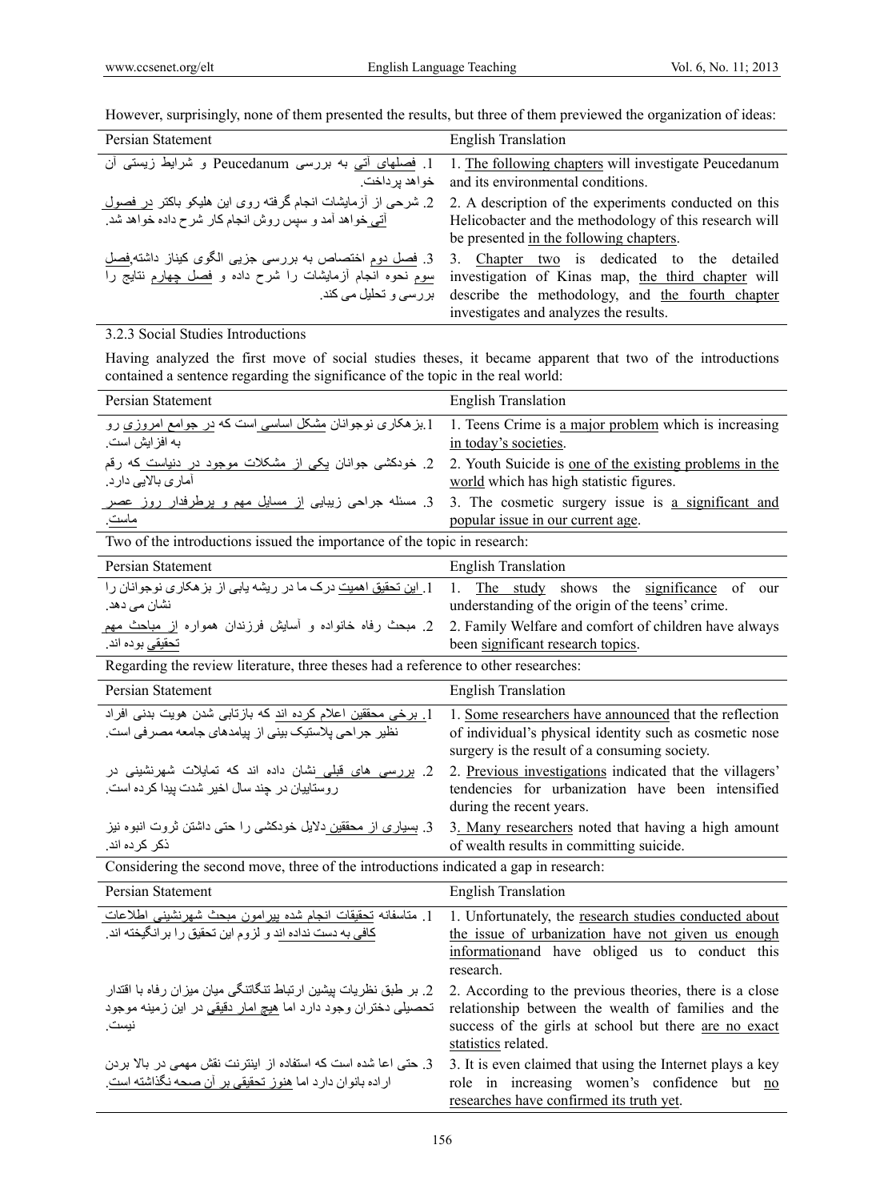However, surprisingly, none of them presented the results, but three of them previewed the organization of ideas:

| Persian Statement | English Translation |
|---|---|
| 1. فصلهای آتی به بررسی Peucedanum و شرایط زیستی آن خواهد پرداخت. | 1. The following chapters will investigate Peucedanum and its environmental conditions. |
| 2. شرحی از آزمایشات انجام گرفته روی این هلیکو باکتر در فصول آتی خواهد آمد و سپس روش انجام کار شرح داده خواهد شد. | 2. A description of the experiments conducted on this Helicobacter and the methodology of this research will be presented in the following chapters. |
| 3. فصل دوم اختصاص به بررسی جزیی الگوی کیناز داشته،فصل سوم نحوه انجام آزمایشات را شرح داده و فصل چهارم نتایج را بررسی و تحلیل می کند. | 3. Chapter two is dedicated to the detailed investigation of Kinas map, the third chapter will describe the methodology, and the fourth chapter investigates and analyzes the results. |

3.2.3 Social Studies Introductions

Having analyzed the first move of social studies theses, it became apparent that two of the introductions contained a sentence regarding the significance of the topic in the real world:

| Persian Statement | English Translation |
|---|---|
| 1.بزهکاری نوجوانان مشکل اساسی است که در جوامع امروزی رو به افزایش است. | 1. Teens Crime is a major problem which is increasing in today's societies. |
| 2. خودکشی جوانان یکی از مشکلات موجود در دنیاست که رقم آماری بالایی دارد. | 2. Youth Suicide is one of the existing problems in the world which has high statistic figures. |
| 3. مسئله جراحی زیبایی از مسایل مهم و پرطرفدار روز عصر ماست. | 3. The cosmetic surgery issue is a significant and popular issue in our current age. |

Two of the introductions issued the importance of the topic in research:

| Persian Statement | English Translation |
|---|---|
| 1. این تحقیق اهمیت درک ما در ریشه یابی از بزهکاری نوجوانان را نشان می دهد. | 1. The study shows the significance of our understanding of the origin of the teens' crime. |
| 2. مبحث رفاه خانواده و آسایش فرزندان همواره از مباحث مهم تحقیقی بوده اند. | 2. Family Welfare and comfort of children have always been significant research topics. |

Regarding the review literature, three theses had a reference to other researches:

| Persian Statement | English Translation |
|---|---|
| 1. برخی محققین اعلام کرده اند که بازتابی شدن هویت بدنی افراد نظیر جراحی پلاستیک بینی از پیامدهای جامعه مصرفی است. | 1. Some researchers have announced that the reflection of individual's physical identity such as cosmetic nose surgery is the result of a consuming society. |
| 2. بررسی های قبلی نشان داده اند که تمایلات شهرنشینی در روستاییان در چند سال اخیر شدت پیدا کرده است. | 2. Previous investigations indicated that the villagers' tendencies for urbanization have been intensified during the recent years. |
| 3. بسیاری از محققین دلایل خودکشی را حتی داشتن ثروت انبوه نیز ذکر کرده اند. | 3. Many researchers noted that having a high amount of wealth results in committing suicide. |

Considering the second move, three of the introductions indicated a gap in research:

| Persian Statement | English Translation |
|---|---|
| 1. متاسفانه تحقیقات انجام شده پیرامون مبحث شهرنشینی اطلاعات کافی به دست نداده اند و لزوم این تحقیق را برانگیخته اند. | 1. Unfortunately, the research studies conducted about the issue of urbanization have not given us enough informationand have obliged us to conduct this research. |
| 2. بر طبق نظریات پیشین ارتباط تنگاتنگی میان میزان رفاه با اقتدار تحصیلی دختران وجود دارد اما هیچ امار دقیقی در این زمینه موجود نیست. | 2. According to the previous theories, there is a close relationship between the wealth of families and the success of the girls at school but there are no exact statistics related. |
| 3. حتی اعا شده است که استفاده از اینترنت نقش مهمی در بالا بردن اراده بانوان دارد اما هنوز تحقیقی بر آن صحه نگذاشته است. | 3. It is even claimed that using the Internet plays a key role in increasing women's confidence but no researches have confirmed its truth yet. |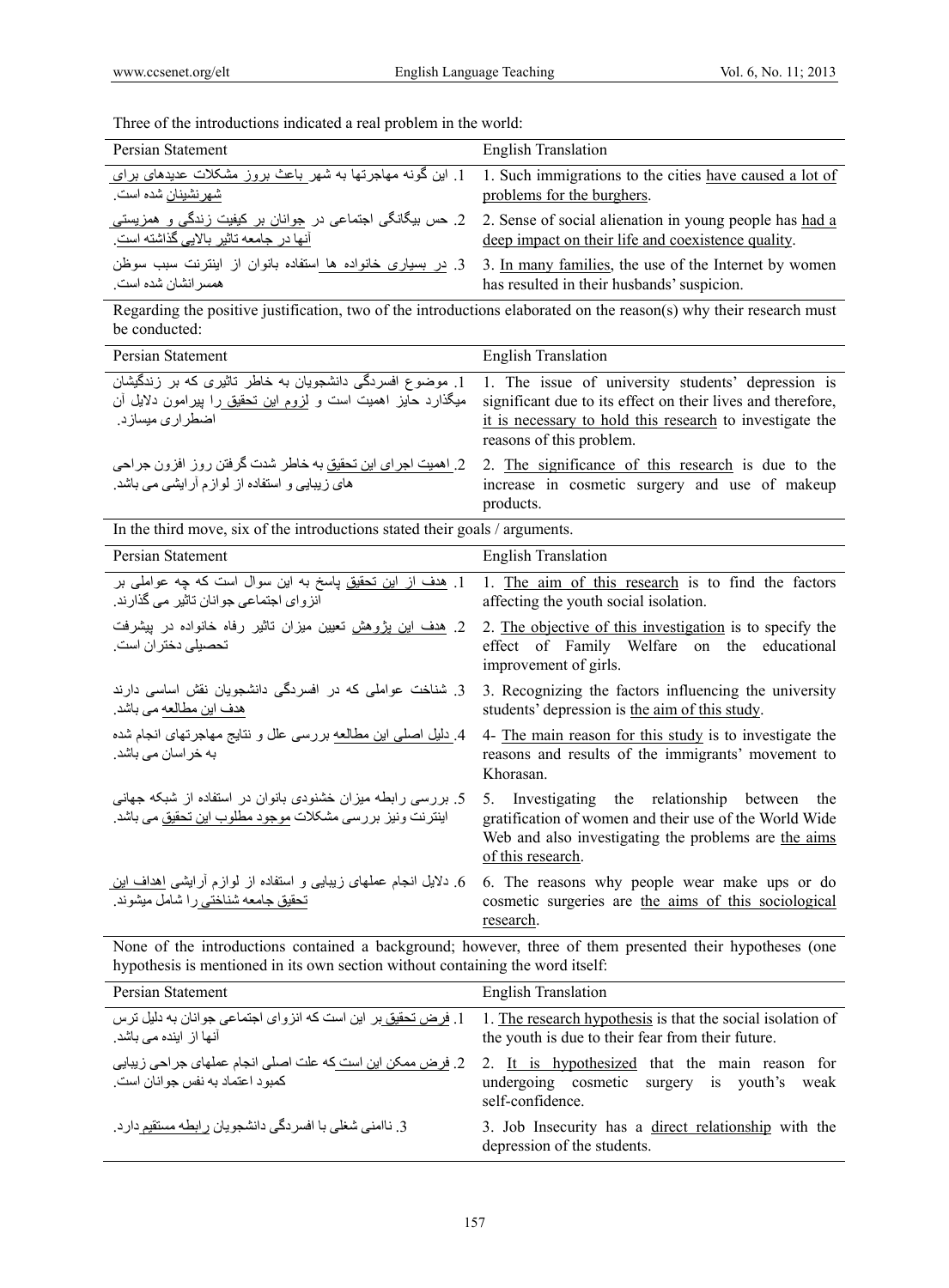Three of the introductions indicated a real problem in the world:

| Persian Statement | English Translation |
|---|---|
| 1. این گونه مهاجرتها به شهر باعث بروز مشکلات عدیدهای برای شهرنشینان شده است. | 1. Such immigrations to the cities have caused a lot of problems for the burghers. |
| 2. حس بیگانگی اجتماعی در جوانان بر کیفیت زندگی و همزیستی آنها در جامعه تاثیر بالایی گذاشته است. | 2. Sense of social alienation in young people has had a deep impact on their life and coexistence quality. |
| 3. در بسیاری خانواده ها استفاده بانوان از اینترنت سبب سوظن همسرانشان شده است. | 3. In many families, the use of the Internet by women has resulted in their husbands' suspicion. |

Regarding the positive justification, two of the introductions elaborated on the reason(s) why their research must be conducted:

| Persian Statement | English Translation |
|---|---|
| 1. موضوع افسردگی دانشجویان به خاطر تاثیری که بر زندگیشان میگذارد حایز اهمیت است و لزوم این تحقیق را پیرامون دلایل آن اضطراری میسازد. | 1. The issue of university students' depression is significant due to its effect on their lives and therefore, it is necessary to hold this research to investigate the reasons of this problem. |
| 2. اهمیت اجرای این تحقیق به خاطر شدت گرفتن روز افزون جراحی های زیبایی و استفاده از لوازم آرایشی می باشد. | 2. The significance of this research is due to the increase in cosmetic surgery and use of makeup products. |

In the third move, six of the introductions stated their goals / arguments.

| Persian Statement | English Translation |
|---|---|
| 1. هدف از این تحقیق پاسخ به این سوال است که چه عواملی بر انزوای اجتماعی جوانان تاثیر می گذارند. | 1. The aim of this research is to find the factors affecting the youth social isolation. |
| 2. هدف این پژوهش تعیین میزان تاثیر رفاه خانواده در پیشرفت تحصیلی دختران است. | 2. The objective of this investigation is to specify the effect of Family Welfare on the educational improvement of girls. |
| 3. شناخت عواملی که در افسردگی دانشجویان نقش اساسی دارند هدف این مطالعه می باشد. | 3. Recognizing the factors influencing the university students' depression is the aim of this study. |
| 4. دلیل اصلی این مطالعه بررسی علل و نتایج مهاجرتهای انجام شده به خراسان می باشد. | 4- The main reason for this study is to investigate the reasons and results of the immigrants' movement to Khorasan. |
| 5. بررسی رابطه میزان خشنودی بانوان در استفاده از شبکه جهانی اینترنت ونیز بررسی مشکلات موجود مطلوب این تحقیق می باشد. | 5. Investigating the relationship between the gratification of women and their use of the World Wide Web and also investigating the problems are the aims of this research. |
| 6. دلایل انجام عملهای زیبایی و استفاده از لوازم آرایشی اهداف این تحقیق جامعه شناختی را شامل میشوند. | 6. The reasons why people wear make ups or do cosmetic surgeries are the aims of this sociological research. |

None of the introductions contained a background; however, three of them presented their hypotheses (one hypothesis is mentioned in its own section without containing the word itself:

| Persian Statement | English Translation |
|---|---|
| 1. فرض تحقیق بر این است که انزوای اجتماعی جوانان به دلیل ترس آنها از اینده می باشد. | 1. The research hypothesis is that the social isolation of the youth is due to their fear from their future. |
| 2. فرض ممکن این است که علت اصلی انجام عملهای جراحی زیبایی کمبود اعتماد به نفس جوانان است. | 2. It is hypothesized that the main reason for undergoing cosmetic surgery is youth's weak self-confidence. |
| 3. ناامنی شغلی با افسردگی دانشجویان رابطه مستقیم دارد. | 3. Job Insecurity has a direct relationship with the depression of the students. |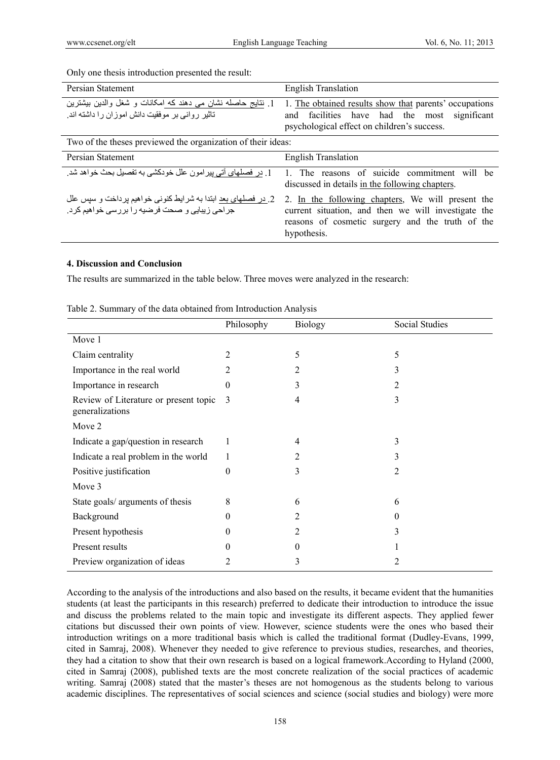Only one thesis introduction presented the result:

| Persian Statement | English Translation |
|---|---|
| 1. نتایج حاصله نشان می دهند که امکانات و شغل والدین بیشترین تاثیر روانی بر موفقیت دانش اموزان را داشته اند. | 1. The obtained results show that parents' occupations and facilities have had the most significant psychological effect on children's success. |

Two of the theses previewed the organization of their ideas:

| Persian Statement | English Translation |
|---|---|
| 1. در فصلهای آتی پیرامون علل خودکشی به تفصیل بحث خواهد شد. | 1. The reasons of suicide commitment will be discussed in details in the following chapters. |
| 2. در فصلهای بعد ابتدا به شرایط کنونی خواهیم پرداخت و سپس علل جراحی زیبایی و صحت فرضیه را بررسی خواهیم کرد. | 2. In the following chapters, We will present the current situation, and then we will investigate the reasons of cosmetic surgery and the truth of the hypothesis. |

#### 4. Discussion and Conclusion

The results are summarized in the table below. Three moves were analyzed in the research:

Table 2. Summary of the data obtained from Introduction Analysis

| | Philosophy | Biology | Social Studies |
|---|---|---|---|
| Move 1 | | | |
| Claim centrality | 2 | 5 | 5 |
| Importance in the real world | 2 | 2 | 3 |
| Importance in research | 0 | 3 | 2 |
| Review of Literature or present topic generalizations | 3 | 4 | 3 |
| Move 2 | | | |
| Indicate a gap/question in research | 1 | 4 | 3 |
| Indicate a real problem in the world | 1 | 2 | 3 |
| Positive justification | 0 | 3 | 2 |
| Move 3 | | | |
| State goals/ arguments of thesis | 8 | 6 | 6 |
| Background | 0 | 2 | 0 |
| Present hypothesis | 0 | 2 | 3 |
| Present results | 0 | 0 | 1 |
| Preview organization of ideas | 2 | 3 | 2 |

According to the analysis of the introductions and also based on the results, it became evident that the humanities students (at least the participants in this research) preferred to dedicate their introduction to introduce the issue and discuss the problems related to the main topic and investigate its different aspects. They applied fewer citations but discussed their own points of view. However, science students were the ones who based their introduction writings on a more traditional basis which is called the traditional format (Dudley-Evans, 1999, cited in Samraj, 2008). Whenever they needed to give reference to previous studies, researches, and theories, they had a citation to show that their own research is based on a logical framework.According to Hyland (2000, cited in Samraj (2008), published texts are the most concrete realization of the social practices of academic writing. Samraj (2008) stated that the master's theses are not homogenous as the students belong to various academic disciplines. The representatives of social sciences and science (social studies and biology) were more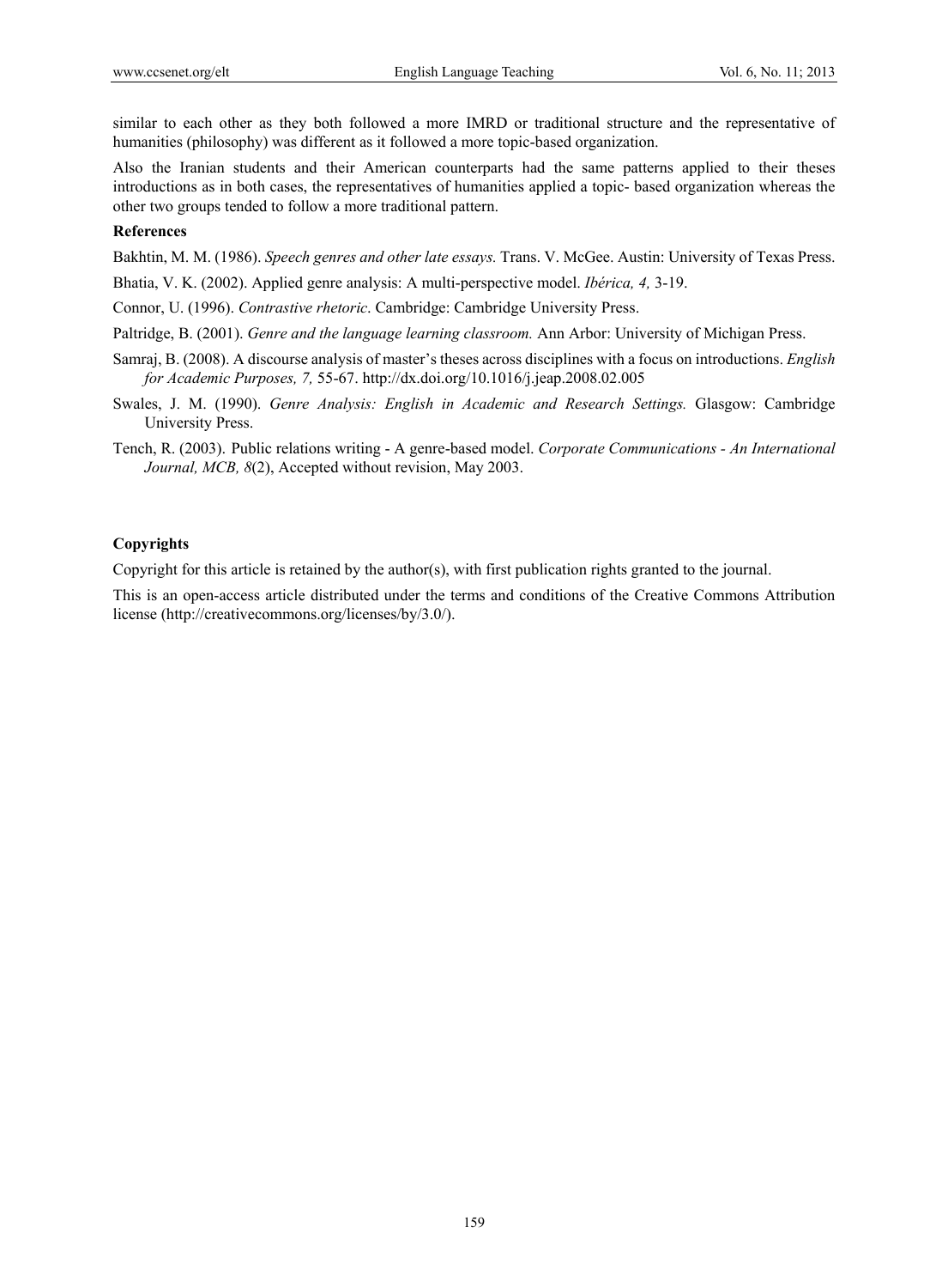similar to each other as they both followed a more IMRD or traditional structure and the representative of humanities (philosophy) was different as it followed a more topic-based organization.

Also the Iranian students and their American counterparts had the same patterns applied to their theses introductions as in both cases, the representatives of humanities applied a topic- based organization whereas the other two groups tended to follow a more traditional pattern.

## References

Bakhtin, M. M. (1986). *Speech genres and other late essays.* Trans. V. McGee. Austin: University of Texas Press.

Bhatia, V. K. (2002). Applied genre analysis: A multi-perspective model. *Ibérica, 4,* 3-19.

Connor, U. (1996). *Contrastive rhetoric*. Cambridge: Cambridge University Press.

Paltridge, B. (2001). *Genre and the language learning classroom.* Ann Arbor: University of Michigan Press.

Samraj, B. (2008). A discourse analysis of master's theses across disciplines with a focus on introductions. *English for Academic Purposes, 7,* 55-67. http://dx.doi.org/10.1016/j.jeap.2008.02.005

Swales, J. M. (1990). *Genre Analysis: English in Academic and Research Settings.* Glasgow: Cambridge University Press.

Tench, R. (2003). Public relations writing - A genre-based model. *Corporate Communications - An International Journal, MCB, 8*(2), Accepted without revision, May 2003.

## Copyrights

Copyright for this article is retained by the author(s), with first publication rights granted to the journal.

This is an open-access article distributed under the terms and conditions of the Creative Commons Attribution license (http://creativecommons.org/licenses/by/3.0/).